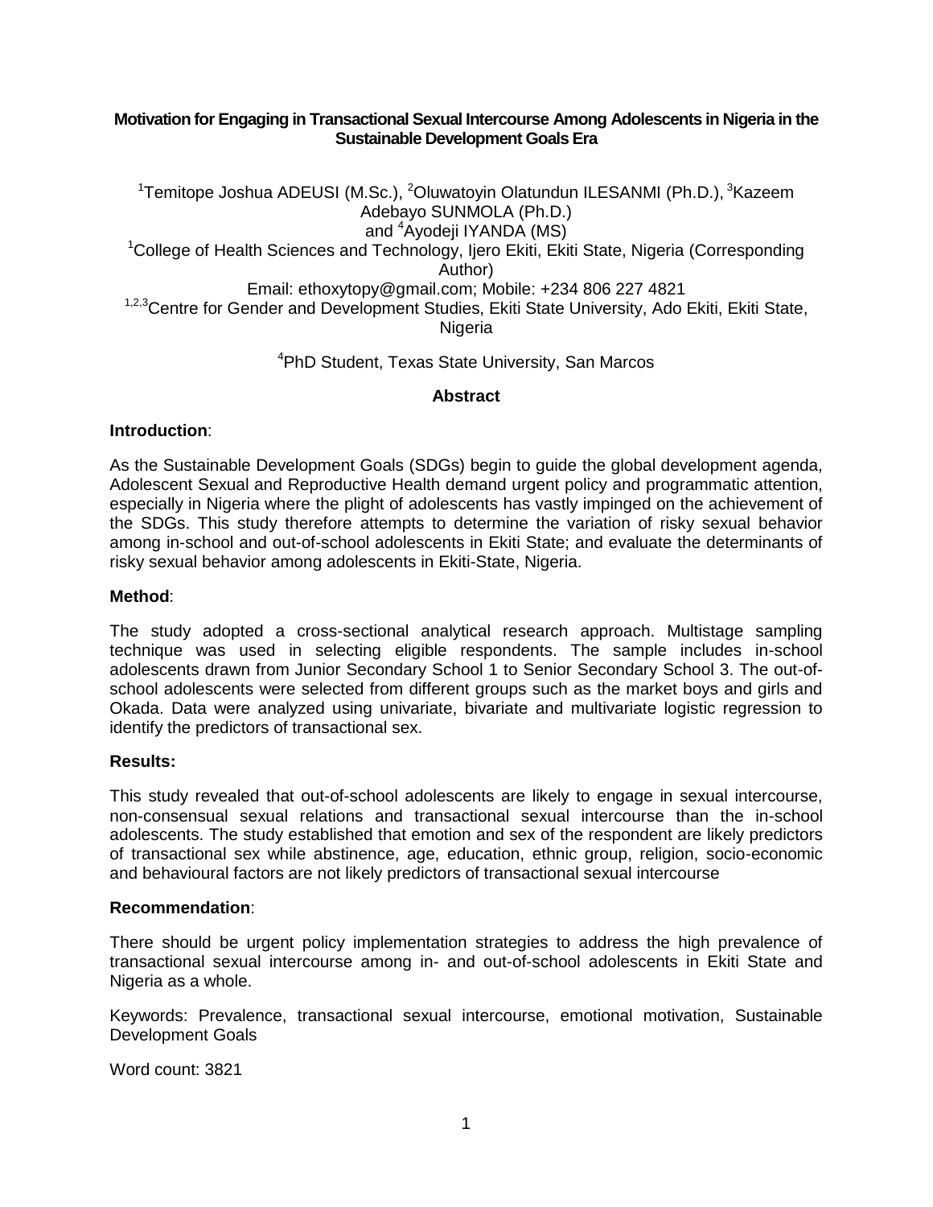# Motivation for Engaging in Transactional Sexual Intercourse Among Adolescents in Nigeria in the Sustainable Development Goals Era

[1]Temitope Joshua ADEUSI (M.Sc.), [2]Oluwatoyin Olatundun ILESANMI (Ph.D.), [3]Kazeem Adebayo SUNMOLA (Ph.D.) and [4]Ayodeji IYANDA (MS)

[1]College of Health Sciences and Technology, Ijero Ekiti, Ekiti State, Nigeria (Corresponding Author)

Email: ethoxytopy@gmail.com; Mobile: +234 806 227 4821

[1,2,3]Centre for Gender and Development Studies, Ekiti State University, Ado Ekiti, Ekiti State, Nigeria

[4]PhD Student, Texas State University, San Marcos

## Abstract

**Introduction**:

As the Sustainable Development Goals (SDGs) begin to guide the global development agenda, Adolescent Sexual and Reproductive Health demand urgent policy and programmatic attention, especially in Nigeria where the plight of adolescents has vastly impinged on the achievement of the SDGs. This study therefore attempts to determine the variation of risky sexual behavior among in-school and out-of-school adolescents in Ekiti State; and evaluate the determinants of risky sexual behavior among adolescents in Ekiti-State, Nigeria.

**Method**:

The study adopted a cross-sectional analytical research approach. Multistage sampling technique was used in selecting eligible respondents. The sample includes in-school adolescents drawn from Junior Secondary School 1 to Senior Secondary School 3. The out-of-school adolescents were selected from different groups such as the market boys and girls and Okada. Data were analyzed using univariate, bivariate and multivariate logistic regression to identify the predictors of transactional sex.

**Results:**

This study revealed that out-of-school adolescents are likely to engage in sexual intercourse, non-consensual sexual relations and transactional sexual intercourse than the in-school adolescents. The study established that emotion and sex of the respondent are likely predictors of transactional sex while abstinence, age, education, ethnic group, religion, socio-economic and behavioural factors are not likely predictors of transactional sexual intercourse

**Recommendation**:

There should be urgent policy implementation strategies to address the high prevalence of transactional sexual intercourse among in- and out-of-school adolescents in Ekiti State and Nigeria as a whole.

Keywords: Prevalence, transactional sexual intercourse, emotional motivation, Sustainable Development Goals

Word count: 3821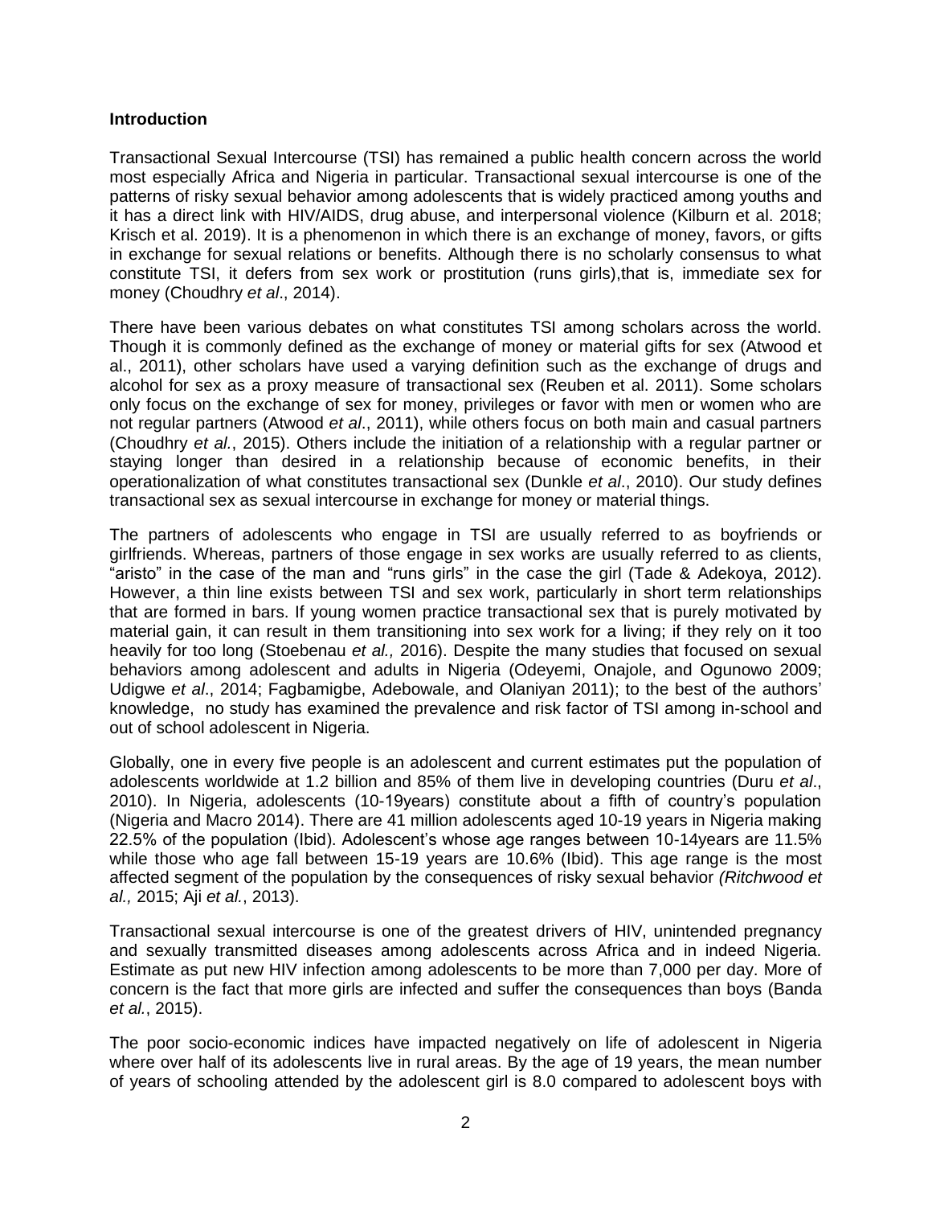**Introduction**

Transactional Sexual Intercourse (TSI) has remained a public health concern across the world most especially Africa and Nigeria in particular. Transactional sexual intercourse is one of the patterns of risky sexual behavior among adolescents that is widely practiced among youths and it has a direct link with HIV/AIDS, drug abuse, and interpersonal violence (Kilburn et al. 2018; Krisch et al. 2019). It is a phenomenon in which there is an exchange of money, favors, or gifts in exchange for sexual relations or benefits. Although there is no scholarly consensus to what constitute TSI, it defers from sex work or prostitution (runs girls),that is, immediate sex for money (Choudhry *et al*., 2014).

There have been various debates on what constitutes TSI among scholars across the world. Though it is commonly defined as the exchange of money or material gifts for sex (Atwood et al., 2011), other scholars have used a varying definition such as the exchange of drugs and alcohol for sex as a proxy measure of transactional sex (Reuben et al. 2011). Some scholars only focus on the exchange of sex for money, privileges or favor with men or women who are not regular partners (Atwood *et al*., 2011), while others focus on both main and casual partners (Choudhry *et al.*, 2015). Others include the initiation of a relationship with a regular partner or staying longer than desired in a relationship because of economic benefits, in their operationalization of what constitutes transactional sex (Dunkle *et al*., 2010). Our study defines transactional sex as sexual intercourse in exchange for money or material things.

The partners of adolescents who engage in TSI are usually referred to as boyfriends or girlfriends. Whereas, partners of those engage in sex works are usually referred to as clients, "aristo" in the case of the man and "runs girls" in the case the girl (Tade & Adekoya, 2012). However, a thin line exists between TSI and sex work, particularly in short term relationships that are formed in bars. If young women practice transactional sex that is purely motivated by material gain, it can result in them transitioning into sex work for a living; if they rely on it too heavily for too long (Stoebenau *et al.,* 2016). Despite the many studies that focused on sexual behaviors among adolescent and adults in Nigeria (Odeyemi, Onajole, and Ogunowo 2009; Udigwe *et al*., 2014; Fagbamigbe, Adebowale, and Olaniyan 2011); to the best of the authors' knowledge, no study has examined the prevalence and risk factor of TSI among in-school and out of school adolescent in Nigeria.

Globally, one in every five people is an adolescent and current estimates put the population of adolescents worldwide at 1.2 billion and 85% of them live in developing countries (Duru *et al*., 2010). In Nigeria, adolescents (10-19years) constitute about a fifth of country's population (Nigeria and Macro 2014). There are 41 million adolescents aged 10-19 years in Nigeria making 22.5% of the population (Ibid). Adolescent's whose age ranges between 10-14years are 11.5% while those who age fall between 15-19 years are 10.6% (Ibid). This age range is the most affected segment of the population by the consequences of risky sexual behavior *(Ritchwood et al.,* 2015; Aji *et al.*, 2013).

Transactional sexual intercourse is one of the greatest drivers of HIV, unintended pregnancy and sexually transmitted diseases among adolescents across Africa and in indeed Nigeria. Estimate as put new HIV infection among adolescents to be more than 7,000 per day. More of concern is the fact that more girls are infected and suffer the consequences than boys (Banda *et al.*, 2015).

The poor socio-economic indices have impacted negatively on life of adolescent in Nigeria where over half of its adolescents live in rural areas. By the age of 19 years, the mean number of years of schooling attended by the adolescent girl is 8.0 compared to adolescent boys with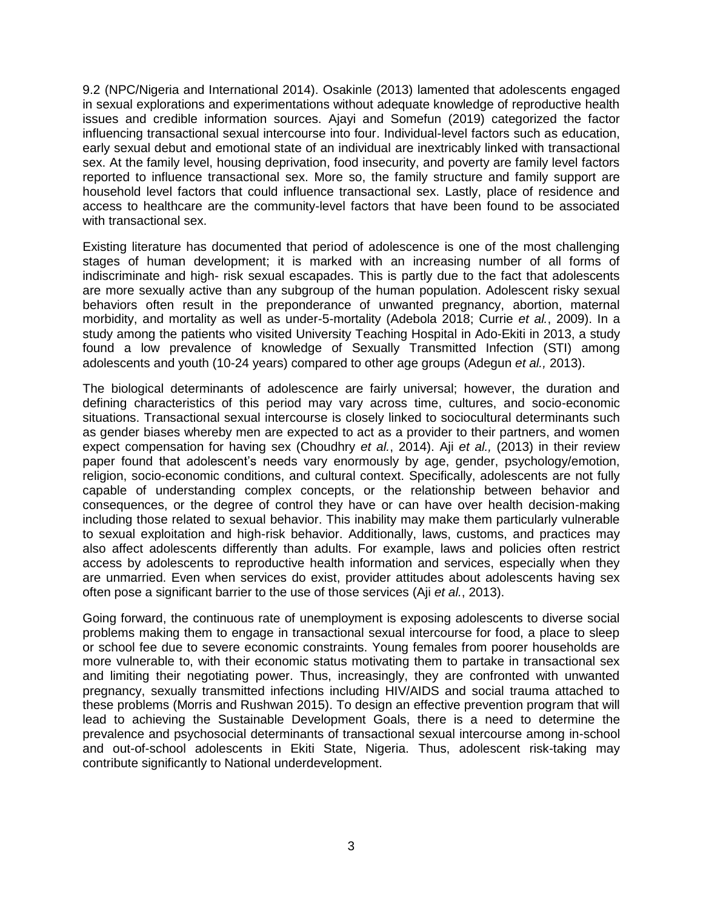9.2 (NPC/Nigeria and International 2014). Osakinle (2013) lamented that adolescents engaged in sexual explorations and experimentations without adequate knowledge of reproductive health issues and credible information sources. Ajayi and Somefun (2019) categorized the factor influencing transactional sexual intercourse into four. Individual-level factors such as education, early sexual debut and emotional state of an individual are inextricably linked with transactional sex. At the family level, housing deprivation, food insecurity, and poverty are family level factors reported to influence transactional sex. More so, the family structure and family support are household level factors that could influence transactional sex. Lastly, place of residence and access to healthcare are the community-level factors that have been found to be associated with transactional sex.

Existing literature has documented that period of adolescence is one of the most challenging stages of human development; it is marked with an increasing number of all forms of indiscriminate and high- risk sexual escapades. This is partly due to the fact that adolescents are more sexually active than any subgroup of the human population. Adolescent risky sexual behaviors often result in the preponderance of unwanted pregnancy, abortion, maternal morbidity, and mortality as well as under-5-mortality (Adebola 2018; Currie *et al.*, 2009). In a study among the patients who visited University Teaching Hospital in Ado-Ekiti in 2013, a study found a low prevalence of knowledge of Sexually Transmitted Infection (STI) among adolescents and youth (10-24 years) compared to other age groups (Adegun *et al.,* 2013).

The biological determinants of adolescence are fairly universal; however, the duration and defining characteristics of this period may vary across time, cultures, and socio-economic situations. Transactional sexual intercourse is closely linked to sociocultural determinants such as gender biases whereby men are expected to act as a provider to their partners, and women expect compensation for having sex (Choudhry *et al.*, 2014). Aji *et al.,* (2013) in their review paper found that adolescent's needs vary enormously by age, gender, psychology/emotion, religion, socio-economic conditions, and cultural context. Specifically, adolescents are not fully capable of understanding complex concepts, or the relationship between behavior and consequences, or the degree of control they have or can have over health decision-making including those related to sexual behavior. This inability may make them particularly vulnerable to sexual exploitation and high-risk behavior. Additionally, laws, customs, and practices may also affect adolescents differently than adults. For example, laws and policies often restrict access by adolescents to reproductive health information and services, especially when they are unmarried. Even when services do exist, provider attitudes about adolescents having sex often pose a significant barrier to the use of those services (Aji *et al.*, 2013).

Going forward, the continuous rate of unemployment is exposing adolescents to diverse social problems making them to engage in transactional sexual intercourse for food, a place to sleep or school fee due to severe economic constraints. Young females from poorer households are more vulnerable to, with their economic status motivating them to partake in transactional sex and limiting their negotiating power. Thus, increasingly, they are confronted with unwanted pregnancy, sexually transmitted infections including HIV/AIDS and social trauma attached to these problems (Morris and Rushwan 2015). To design an effective prevention program that will lead to achieving the Sustainable Development Goals, there is a need to determine the prevalence and psychosocial determinants of transactional sexual intercourse among in-school and out-of-school adolescents in Ekiti State, Nigeria. Thus, adolescent risk-taking may contribute significantly to National underdevelopment.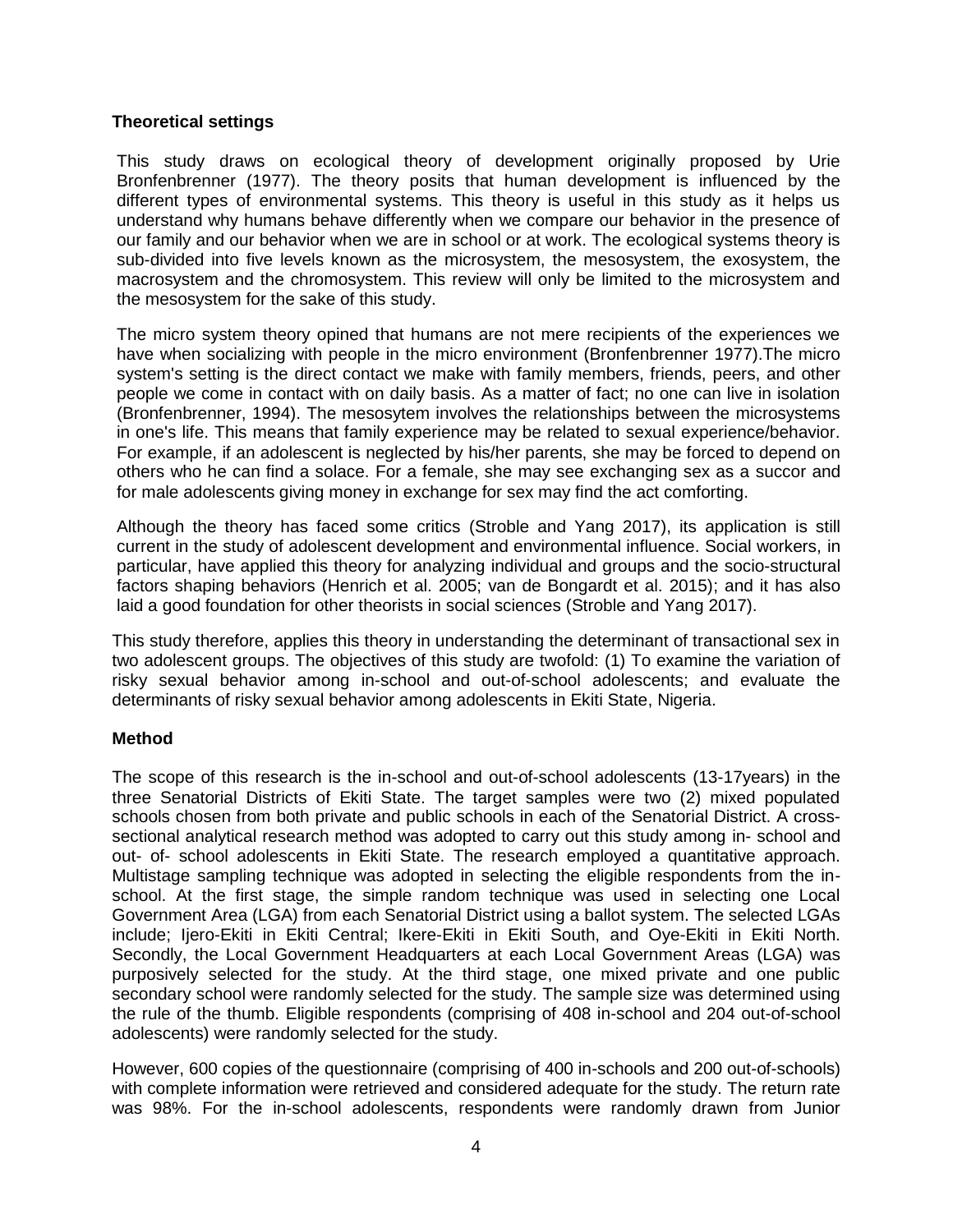**Theoretical settings**

This study draws on ecological theory of development originally proposed by Urie Bronfenbrenner (1977). The theory posits that human development is influenced by the different types of environmental systems. This theory is useful in this study as it helps us understand why humans behave differently when we compare our behavior in the presence of our family and our behavior when we are in school or at work. The ecological systems theory is sub-divided into five levels known as the microsystem, the mesosystem, the exosystem, the macrosystem and the chromosystem. This review will only be limited to the microsystem and the mesosystem for the sake of this study.

The micro system theory opined that humans are not mere recipients of the experiences we have when socializing with people in the micro environment (Bronfenbrenner 1977).The micro system's setting is the direct contact we make with family members, friends, peers, and other people we come in contact with on daily basis. As a matter of fact; no one can live in isolation (Bronfenbrenner, 1994). The mesosytem involves the relationships between the microsystems in one's life. This means that family experience may be related to sexual experience/behavior. For example, if an adolescent is neglected by his/her parents, she may be forced to depend on others who he can find a solace. For a female, she may see exchanging sex as a succor and for male adolescents giving money in exchange for sex may find the act comforting.

Although the theory has faced some critics (Stroble and Yang 2017), its application is still current in the study of adolescent development and environmental influence. Social workers, in particular, have applied this theory for analyzing individual and groups and the socio-structural factors shaping behaviors (Henrich et al. 2005; van de Bongardt et al. 2015); and it has also laid a good foundation for other theorists in social sciences (Stroble and Yang 2017).

This study therefore, applies this theory in understanding the determinant of transactional sex in two adolescent groups. The objectives of this study are twofold: (1) To examine the variation of risky sexual behavior among in-school and out-of-school adolescents; and evaluate the determinants of risky sexual behavior among adolescents in Ekiti State, Nigeria.

**Method**

The scope of this research is the in-school and out-of-school adolescents (13-17years) in the three Senatorial Districts of Ekiti State. The target samples were two (2) mixed populated schools chosen from both private and public schools in each of the Senatorial District. A cross-sectional analytical research method was adopted to carry out this study among in- school and out- of- school adolescents in Ekiti State. The research employed a quantitative approach. Multistage sampling technique was adopted in selecting the eligible respondents from the in-school. At the first stage, the simple random technique was used in selecting one Local Government Area (LGA) from each Senatorial District using a ballot system. The selected LGAs include; Ijero-Ekiti in Ekiti Central; Ikere-Ekiti in Ekiti South, and Oye-Ekiti in Ekiti North. Secondly, the Local Government Headquarters at each Local Government Areas (LGA) was purposively selected for the study. At the third stage, one mixed private and one public secondary school were randomly selected for the study. The sample size was determined using the rule of the thumb. Eligible respondents (comprising of 408 in-school and 204 out-of-school adolescents) were randomly selected for the study.

However, 600 copies of the questionnaire (comprising of 400 in-schools and 200 out-of-schools) with complete information were retrieved and considered adequate for the study. The return rate was 98%. For the in-school adolescents, respondents were randomly drawn from Junior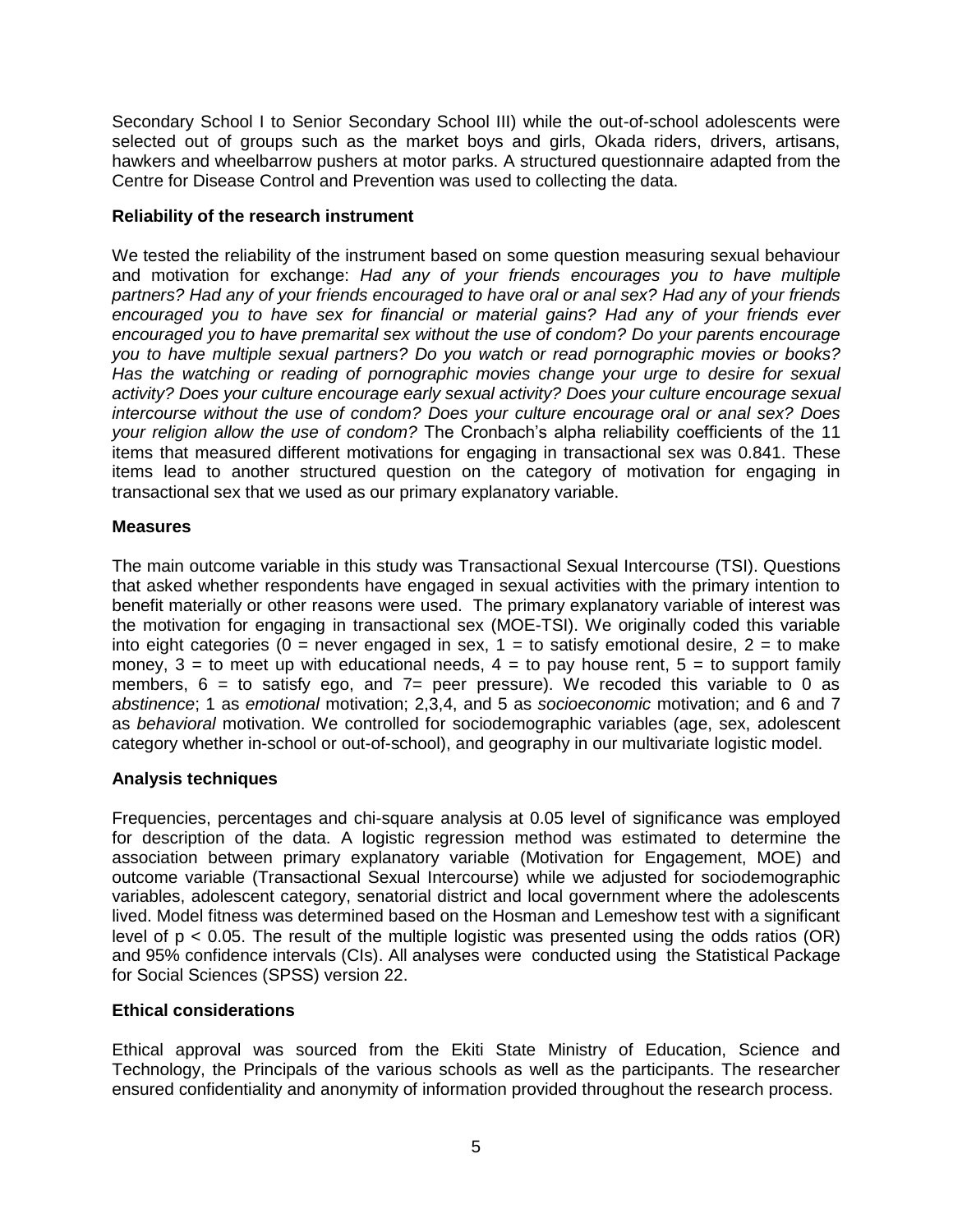Secondary School I to Senior Secondary School III) while the out-of-school adolescents were selected out of groups such as the market boys and girls, Okada riders, drivers, artisans, hawkers and wheelbarrow pushers at motor parks. A structured questionnaire adapted from the Centre for Disease Control and Prevention was used to collecting the data.

**Reliability of the research instrument**

We tested the reliability of the instrument based on some question measuring sexual behaviour and motivation for exchange: *Had any of your friends encourages you to have multiple partners? Had any of your friends encouraged to have oral or anal sex? Had any of your friends encouraged you to have sex for financial or material gains? Had any of your friends ever encouraged you to have premarital sex without the use of condom? Do your parents encourage you to have multiple sexual partners? Do you watch or read pornographic movies or books? Has the watching or reading of pornographic movies change your urge to desire for sexual activity? Does your culture encourage early sexual activity? Does your culture encourage sexual intercourse without the use of condom? Does your culture encourage oral or anal sex? Does your religion allow the use of condom?* The Cronbach's alpha reliability coefficients of the 11 items that measured different motivations for engaging in transactional sex was 0.841. These items lead to another structured question on the category of motivation for engaging in transactional sex that we used as our primary explanatory variable.

**Measures**

The main outcome variable in this study was Transactional Sexual Intercourse (TSI). Questions that asked whether respondents have engaged in sexual activities with the primary intention to benefit materially or other reasons were used. The primary explanatory variable of interest was the motivation for engaging in transactional sex (MOE-TSI). We originally coded this variable into eight categories (0 = never engaged in sex, 1 = to satisfy emotional desire, 2 = to make money, 3 = to meet up with educational needs, 4 = to pay house rent, 5 = to support family members, 6 = to satisfy ego, and 7= peer pressure). We recoded this variable to 0 as *abstinence*; 1 as *emotional* motivation; 2,3,4, and 5 as *socioeconomic* motivation; and 6 and 7 as *behavioral* motivation. We controlled for sociodemographic variables (age, sex, adolescent category whether in-school or out-of-school), and geography in our multivariate logistic model.

**Analysis techniques**

Frequencies, percentages and chi-square analysis at 0.05 level of significance was employed for description of the data. A logistic regression method was estimated to determine the association between primary explanatory variable (Motivation for Engagement, MOE) and outcome variable (Transactional Sexual Intercourse) while we adjusted for sociodemographic variables, adolescent category, senatorial district and local government where the adolescents lived. Model fitness was determined based on the Hosman and Lemeshow test with a significant level of $p < 0.05$. The result of the multiple logistic was presented using the odds ratios (OR) and 95% confidence intervals (CIs). All analyses were conducted using the Statistical Package for Social Sciences (SPSS) version 22.

**Ethical considerations**

Ethical approval was sourced from the Ekiti State Ministry of Education, Science and Technology, the Principals of the various schools as well as the participants. The researcher ensured confidentiality and anonymity of information provided throughout the research process.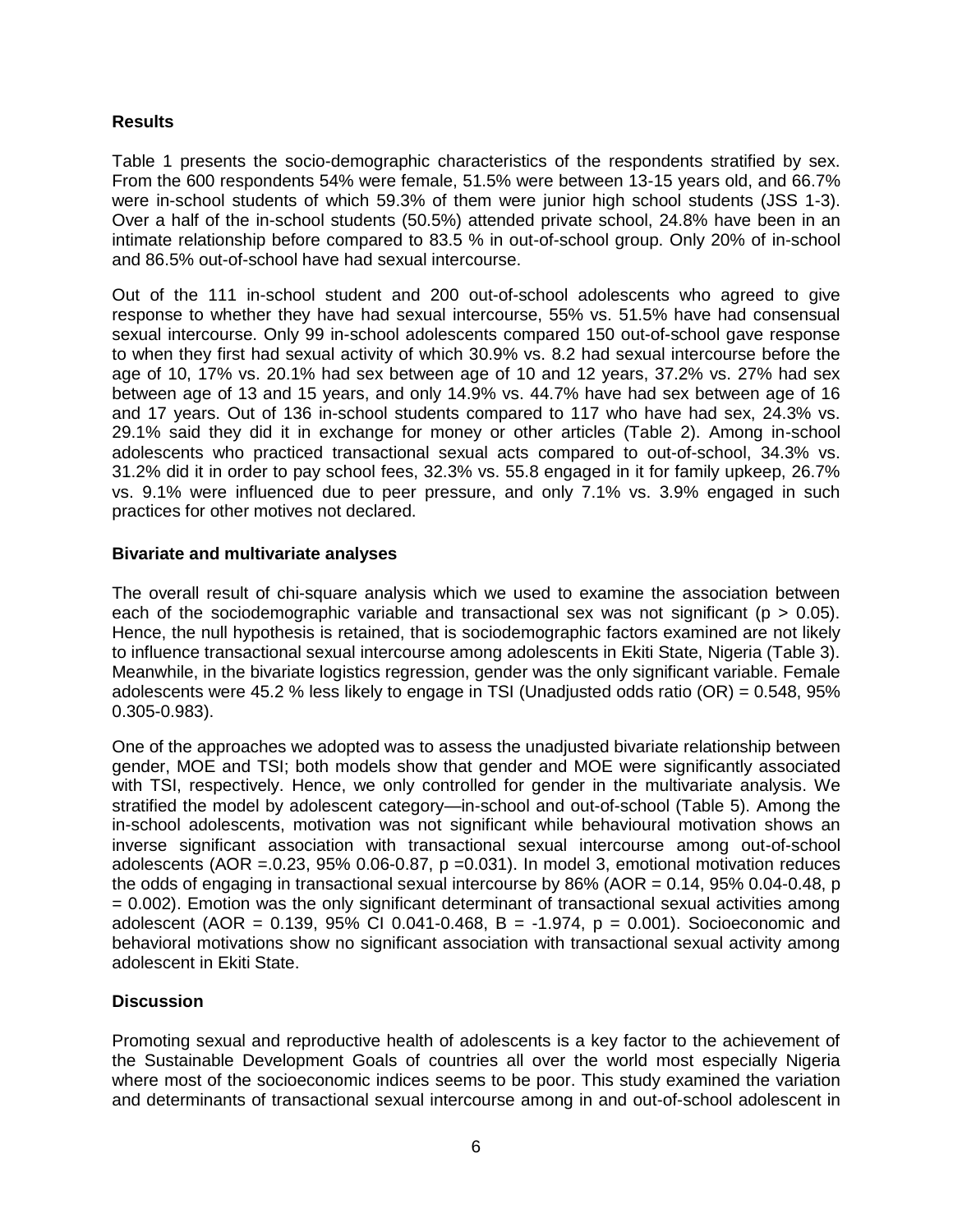## Results

Table 1 presents the socio-demographic characteristics of the respondents stratified by sex. From the 600 respondents 54% were female, 51.5% were between 13-15 years old, and 66.7% were in-school students of which 59.3% of them were junior high school students (JSS 1-3). Over a half of the in-school students (50.5%) attended private school, 24.8% have been in an intimate relationship before compared to 83.5 % in out-of-school group. Only 20% of in-school and 86.5% out-of-school have had sexual intercourse.

Out of the 111 in-school student and 200 out-of-school adolescents who agreed to give response to whether they have had sexual intercourse, 55% vs. 51.5% have had consensual sexual intercourse. Only 99 in-school adolescents compared 150 out-of-school gave response to when they first had sexual activity of which 30.9% vs. 8.2 had sexual intercourse before the age of 10, 17% vs. 20.1% had sex between age of 10 and 12 years, 37.2% vs. 27% had sex between age of 13 and 15 years, and only 14.9% vs. 44.7% have had sex between age of 16 and 17 years. Out of 136 in-school students compared to 117 who have had sex, 24.3% vs. 29.1% said they did it in exchange for money or other articles (Table 2). Among in-school adolescents who practiced transactional sexual acts compared to out-of-school, 34.3% vs. 31.2% did it in order to pay school fees, 32.3% vs. 55.8 engaged in it for family upkeep, 26.7% vs. 9.1% were influenced due to peer pressure, and only 7.1% vs. 3.9% engaged in such practices for other motives not declared.

### Bivariate and multivariate analyses

The overall result of chi-square analysis which we used to examine the association between each of the sociodemographic variable and transactional sex was not significant ($p > 0.05$). Hence, the null hypothesis is retained, that is sociodemographic factors examined are not likely to influence transactional sexual intercourse among adolescents in Ekiti State, Nigeria (Table 3). Meanwhile, in the bivariate logistics regression, gender was the only significant variable. Female adolescents were 45.2 % less likely to engage in TSI (Unadjusted odds ratio (OR) = 0.548, 95% 0.305-0.983).

One of the approaches we adopted was to assess the unadjusted bivariate relationship between gender, MOE and TSI; both models show that gender and MOE were significantly associated with TSI, respectively. Hence, we only controlled for gender in the multivariate analysis. We stratified the model by adolescent category—in-school and out-of-school (Table 5). Among the in-school adolescents, motivation was not significant while behavioural motivation shows an inverse significant association with transactional sexual intercourse among out-of-school adolescents (AOR =.0.23, 95% 0.06-0.87, $p$ =0.031). In model 3, emotional motivation reduces the odds of engaging in transactional sexual intercourse by 86% (AOR = 0.14, 95% 0.04-0.48, $p = 0.002$). Emotion was the only significant determinant of transactional sexual activities among adolescent (AOR = 0.139, 95% CI 0.041-0.468, B = -1.974, $p = 0.001$). Socioeconomic and behavioral motivations show no significant association with transactional sexual activity among adolescent in Ekiti State.

## Discussion

Promoting sexual and reproductive health of adolescents is a key factor to the achievement of the Sustainable Development Goals of countries all over the world most especially Nigeria where most of the socioeconomic indices seems to be poor. This study examined the variation and determinants of transactional sexual intercourse among in and out-of-school adolescent in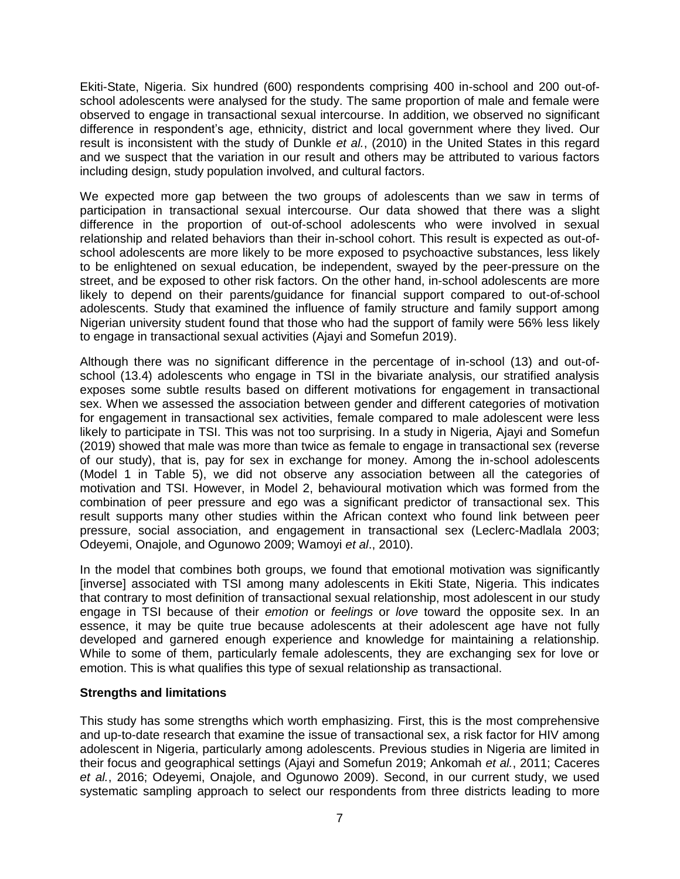Ekiti-State, Nigeria. Six hundred (600) respondents comprising 400 in-school and 200 out-of-school adolescents were analysed for the study. The same proportion of male and female were observed to engage in transactional sexual intercourse. In addition, we observed no significant difference in respondent's age, ethnicity, district and local government where they lived. Our result is inconsistent with the study of Dunkle *et al.*, (2010) in the United States in this regard and we suspect that the variation in our result and others may be attributed to various factors including design, study population involved, and cultural factors.

We expected more gap between the two groups of adolescents than we saw in terms of participation in transactional sexual intercourse. Our data showed that there was a slight difference in the proportion of out-of-school adolescents who were involved in sexual relationship and related behaviors than their in-school cohort. This result is expected as out-of-school adolescents are more likely to be more exposed to psychoactive substances, less likely to be enlightened on sexual education, be independent, swayed by the peer-pressure on the street, and be exposed to other risk factors. On the other hand, in-school adolescents are more likely to depend on their parents/guidance for financial support compared to out-of-school adolescents. Study that examined the influence of family structure and family support among Nigerian university student found that those who had the support of family were 56% less likely to engage in transactional sexual activities (Ajayi and Somefun 2019).

Although there was no significant difference in the percentage of in-school (13) and out-of-school (13.4) adolescents who engage in TSI in the bivariate analysis, our stratified analysis exposes some subtle results based on different motivations for engagement in transactional sex. When we assessed the association between gender and different categories of motivation for engagement in transactional sex activities, female compared to male adolescent were less likely to participate in TSI. This was not too surprising. In a study in Nigeria, Ajayi and Somefun (2019) showed that male was more than twice as female to engage in transactional sex (reverse of our study), that is, pay for sex in exchange for money. Among the in-school adolescents (Model 1 in Table 5), we did not observe any association between all the categories of motivation and TSI. However, in Model 2, behavioural motivation which was formed from the combination of peer pressure and ego was a significant predictor of transactional sex. This result supports many other studies within the African context who found link between peer pressure, social association, and engagement in transactional sex (Leclerc-Madlala 2003; Odeyemi, Onajole, and Ogunowo 2009; Wamoyi *et al*., 2010).

In the model that combines both groups, we found that emotional motivation was significantly [inverse] associated with TSI among many adolescents in Ekiti State, Nigeria. This indicates that contrary to most definition of transactional sexual relationship, most adolescent in our study engage in TSI because of their *emotion* or *feelings* or *love* toward the opposite sex. In an essence, it may be quite true because adolescents at their adolescent age have not fully developed and garnered enough experience and knowledge for maintaining a relationship. While to some of them, particularly female adolescents, they are exchanging sex for love or emotion. This is what qualifies this type of sexual relationship as transactional.

**Strengths and limitations**

This study has some strengths which worth emphasizing. First, this is the most comprehensive and up-to-date research that examine the issue of transactional sex, a risk factor for HIV among adolescent in Nigeria, particularly among adolescents. Previous studies in Nigeria are limited in their focus and geographical settings (Ajayi and Somefun 2019; Ankomah *et al.*, 2011; Caceres *et al.*, 2016; Odeyemi, Onajole, and Ogunowo 2009). Second, in our current study, we used systematic sampling approach to select our respondents from three districts leading to more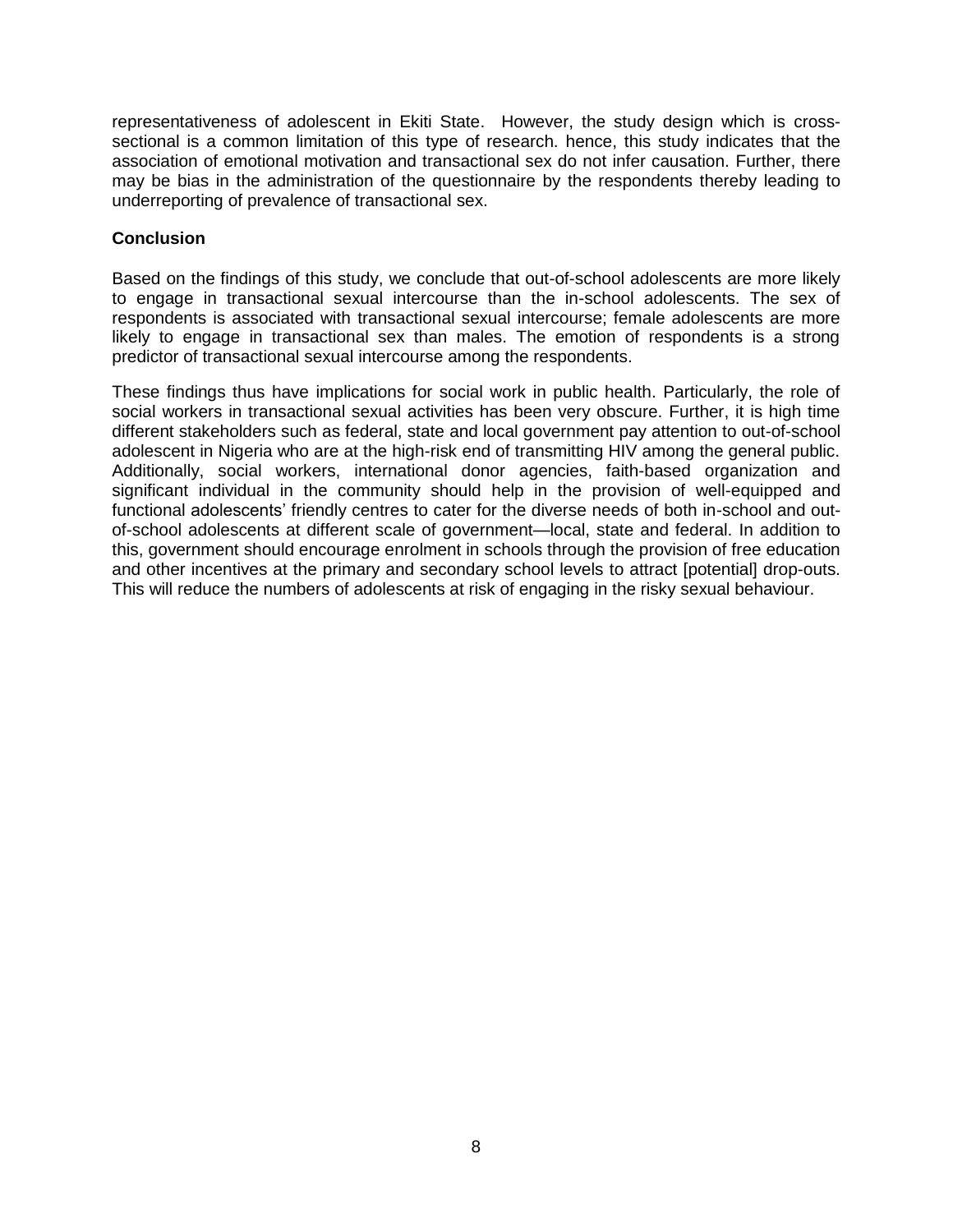representativeness of adolescent in Ekiti State. However, the study design which is cross-sectional is a common limitation of this type of research. hence, this study indicates that the association of emotional motivation and transactional sex do not infer causation. Further, there may be bias in the administration of the questionnaire by the respondents thereby leading to underreporting of prevalence of transactional sex.

**Conclusion**

Based on the findings of this study, we conclude that out-of-school adolescents are more likely to engage in transactional sexual intercourse than the in-school adolescents. The sex of respondents is associated with transactional sexual intercourse; female adolescents are more likely to engage in transactional sex than males. The emotion of respondents is a strong predictor of transactional sexual intercourse among the respondents.

These findings thus have implications for social work in public health. Particularly, the role of social workers in transactional sexual activities has been very obscure. Further, it is high time different stakeholders such as federal, state and local government pay attention to out-of-school adolescent in Nigeria who are at the high-risk end of transmitting HIV among the general public. Additionally, social workers, international donor agencies, faith-based organization and significant individual in the community should help in the provision of well-equipped and functional adolescents' friendly centres to cater for the diverse needs of both in-school and out-of-school adolescents at different scale of government—local, state and federal. In addition to this, government should encourage enrolment in schools through the provision of free education and other incentives at the primary and secondary school levels to attract [potential] drop-outs. This will reduce the numbers of adolescents at risk of engaging in the risky sexual behaviour.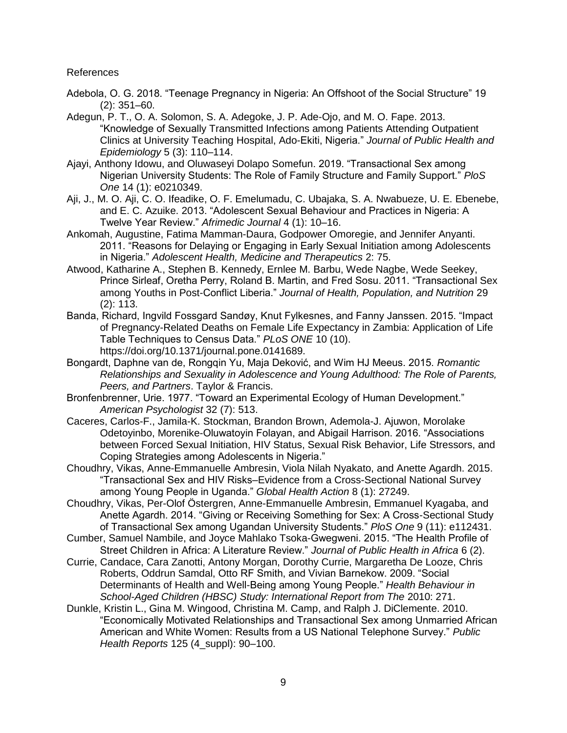References

Adebola, O. G. 2018. "Teenage Pregnancy in Nigeria: An Offshoot of the Social Structure" 19 (2): 351–60.

Adegun, P. T., O. A. Solomon, S. A. Adegoke, J. P. Ade-Ojo, and M. O. Fape. 2013. "Knowledge of Sexually Transmitted Infections among Patients Attending Outpatient Clinics at University Teaching Hospital, Ado-Ekiti, Nigeria." *Journal of Public Health and Epidemiology* 5 (3): 110–114.

Ajayi, Anthony Idowu, and Oluwaseyi Dolapo Somefun. 2019. "Transactional Sex among Nigerian University Students: The Role of Family Structure and Family Support." *PloS One* 14 (1): e0210349.

Aji, J., M. O. Aji, C. O. Ifeadike, O. F. Emelumadu, C. Ubajaka, S. A. Nwabueze, U. E. Ebenebe, and E. C. Azuike. 2013. "Adolescent Sexual Behaviour and Practices in Nigeria: A Twelve Year Review." *Afrimedic Journal* 4 (1): 10–16.

Ankomah, Augustine, Fatima Mamman-Daura, Godpower Omoregie, and Jennifer Anyanti. 2011. "Reasons for Delaying or Engaging in Early Sexual Initiation among Adolescents in Nigeria." *Adolescent Health, Medicine and Therapeutics* 2: 75.

Atwood, Katharine A., Stephen B. Kennedy, Ernlee M. Barbu, Wede Nagbe, Wede Seekey, Prince Sirleaf, Oretha Perry, Roland B. Martin, and Fred Sosu. 2011. "Transactional Sex among Youths in Post-Conflict Liberia." *Journal of Health, Population, and Nutrition* 29 (2): 113.

Banda, Richard, Ingvild Fossgard Sandøy, Knut Fylkesnes, and Fanny Janssen. 2015. "Impact of Pregnancy-Related Deaths on Female Life Expectancy in Zambia: Application of Life Table Techniques to Census Data." *PLoS ONE* 10 (10). https://doi.org/10.1371/journal.pone.0141689.

Bongardt, Daphne van de, Rongqin Yu, Maja Deković, and Wim HJ Meeus. 2015. *Romantic Relationships and Sexuality in Adolescence and Young Adulthood: The Role of Parents, Peers, and Partners*. Taylor & Francis.

Bronfenbrenner, Urie. 1977. "Toward an Experimental Ecology of Human Development." *American Psychologist* 32 (7): 513.

Caceres, Carlos-F., Jamila-K. Stockman, Brandon Brown, Ademola-J. Ajuwon, Morolake Odetoyinbo, Morenike-Oluwatoyin Folayan, and Abigail Harrison. 2016. "Associations between Forced Sexual Initiation, HIV Status, Sexual Risk Behavior, Life Stressors, and Coping Strategies among Adolescents in Nigeria."

Choudhry, Vikas, Anne-Emmanuelle Ambresin, Viola Nilah Nyakato, and Anette Agardh. 2015. "Transactional Sex and HIV Risks–Evidence from a Cross-Sectional National Survey among Young People in Uganda." *Global Health Action* 8 (1): 27249.

Choudhry, Vikas, Per-Olof Östergren, Anne-Emmanuelle Ambresin, Emmanuel Kyagaba, and Anette Agardh. 2014. "Giving or Receiving Something for Sex: A Cross-Sectional Study of Transactional Sex among Ugandan University Students." *PloS One* 9 (11): e112431.

Cumber, Samuel Nambile, and Joyce Mahlako Tsoka-Gwegweni. 2015. "The Health Profile of Street Children in Africa: A Literature Review." *Journal of Public Health in Africa* 6 (2).

Currie, Candace, Cara Zanotti, Antony Morgan, Dorothy Currie, Margaretha De Looze, Chris Roberts, Oddrun Samdal, Otto RF Smith, and Vivian Barnekow. 2009. "Social Determinants of Health and Well-Being among Young People." *Health Behaviour in School-Aged Children (HBSC) Study: International Report from The* 2010: 271.

Dunkle, Kristin L., Gina M. Wingood, Christina M. Camp, and Ralph J. DiClemente. 2010. "Economically Motivated Relationships and Transactional Sex among Unmarried African American and White Women: Results from a US National Telephone Survey." *Public Health Reports* 125 (4_suppl): 90–100.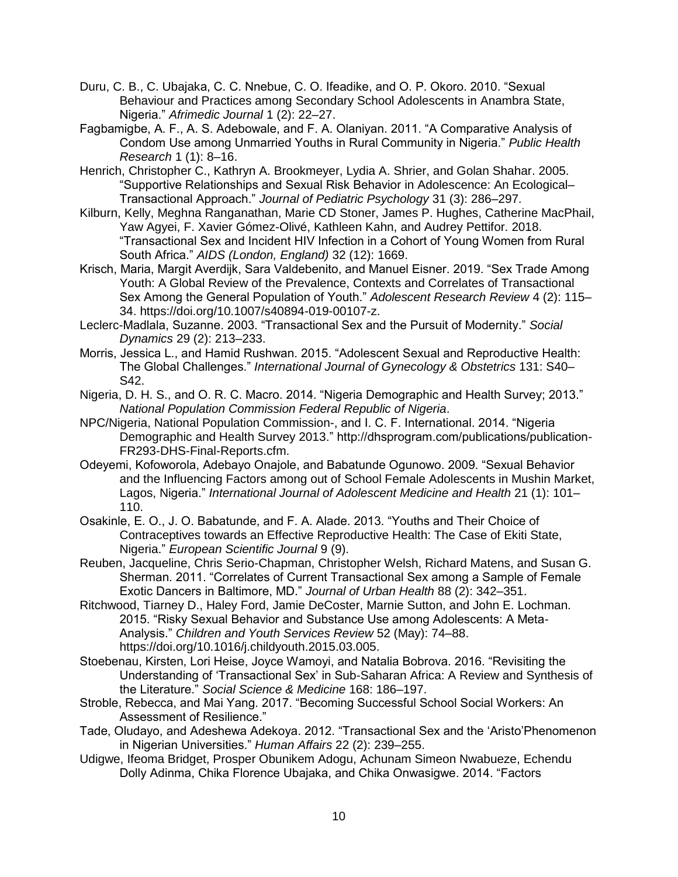Duru, C. B., C. Ubajaka, C. C. Nnebue, C. O. Ifeadike, and O. P. Okoro. 2010. "Sexual Behaviour and Practices among Secondary School Adolescents in Anambra State, Nigeria." *Afrimedic Journal* 1 (2): 22–27.

Fagbamigbe, A. F., A. S. Adebowale, and F. A. Olaniyan. 2011. "A Comparative Analysis of Condom Use among Unmarried Youths in Rural Community in Nigeria." *Public Health Research* 1 (1): 8–16.

Henrich, Christopher C., Kathryn A. Brookmeyer, Lydia A. Shrier, and Golan Shahar. 2005. "Supportive Relationships and Sexual Risk Behavior in Adolescence: An Ecological–Transactional Approach." *Journal of Pediatric Psychology* 31 (3): 286–297.

Kilburn, Kelly, Meghna Ranganathan, Marie CD Stoner, James P. Hughes, Catherine MacPhail, Yaw Agyei, F. Xavier Gómez-Olivé, Kathleen Kahn, and Audrey Pettifor. 2018. "Transactional Sex and Incident HIV Infection in a Cohort of Young Women from Rural South Africa." *AIDS (London, England)* 32 (12): 1669.

Krisch, Maria, Margit Averdijk, Sara Valdebenito, and Manuel Eisner. 2019. "Sex Trade Among Youth: A Global Review of the Prevalence, Contexts and Correlates of Transactional Sex Among the General Population of Youth." *Adolescent Research Review* 4 (2): 115–34. https://doi.org/10.1007/s40894-019-00107-z.

Leclerc-Madlala, Suzanne. 2003. "Transactional Sex and the Pursuit of Modernity." *Social Dynamics* 29 (2): 213–233.

Morris, Jessica L., and Hamid Rushwan. 2015. "Adolescent Sexual and Reproductive Health: The Global Challenges." *International Journal of Gynecology & Obstetrics* 131: S40–S42.

Nigeria, D. H. S., and O. R. C. Macro. 2014. "Nigeria Demographic and Health Survey; 2013." *National Population Commission Federal Republic of Nigeria*.

NPC/Nigeria, National Population Commission-, and I. C. F. International. 2014. "Nigeria Demographic and Health Survey 2013." http://dhsprogram.com/publications/publication-FR293-DHS-Final-Reports.cfm.

Odeyemi, Kofoworola, Adebayo Onajole, and Babatunde Ogunowo. 2009. "Sexual Behavior and the Influencing Factors among out of School Female Adolescents in Mushin Market, Lagos, Nigeria." *International Journal of Adolescent Medicine and Health* 21 (1): 101–110.

Osakinle, E. O., J. O. Babatunde, and F. A. Alade. 2013. "Youths and Their Choice of Contraceptives towards an Effective Reproductive Health: The Case of Ekiti State, Nigeria." *European Scientific Journal* 9 (9).

Reuben, Jacqueline, Chris Serio-Chapman, Christopher Welsh, Richard Matens, and Susan G. Sherman. 2011. "Correlates of Current Transactional Sex among a Sample of Female Exotic Dancers in Baltimore, MD." *Journal of Urban Health* 88 (2): 342–351.

Ritchwood, Tiarney D., Haley Ford, Jamie DeCoster, Marnie Sutton, and John E. Lochman. 2015. "Risky Sexual Behavior and Substance Use among Adolescents: A Meta-Analysis." *Children and Youth Services Review* 52 (May): 74–88. https://doi.org/10.1016/j.childyouth.2015.03.005.

Stoebenau, Kirsten, Lori Heise, Joyce Wamoyi, and Natalia Bobrova. 2016. "Revisiting the Understanding of 'Transactional Sex' in Sub-Saharan Africa: A Review and Synthesis of the Literature." *Social Science & Medicine* 168: 186–197.

Stroble, Rebecca, and Mai Yang. 2017. "Becoming Successful School Social Workers: An Assessment of Resilience."

Tade, Oludayo, and Adeshewa Adekoya. 2012. "Transactional Sex and the 'Aristo'Phenomenon in Nigerian Universities." *Human Affairs* 22 (2): 239–255.

Udigwe, Ifeoma Bridget, Prosper Obunikem Adogu, Achunam Simeon Nwabueze, Echendu Dolly Adinma, Chika Florence Ubajaka, and Chika Onwasigwe. 2014. "Factors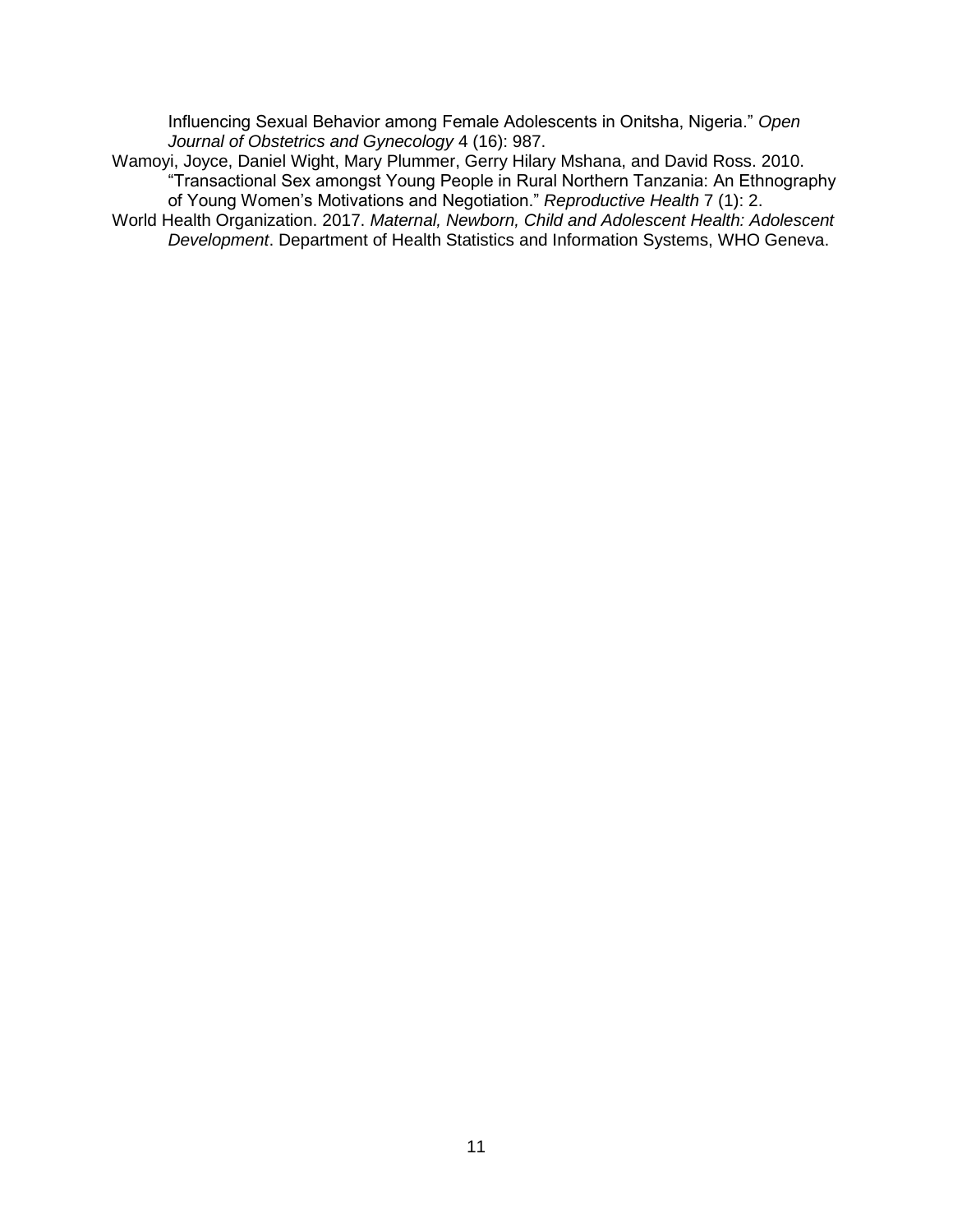Influencing Sexual Behavior among Female Adolescents in Onitsha, Nigeria." *Open Journal of Obstetrics and Gynecology* 4 (16): 987.

Wamoyi, Joyce, Daniel Wight, Mary Plummer, Gerry Hilary Mshana, and David Ross. 2010. "Transactional Sex amongst Young People in Rural Northern Tanzania: An Ethnography of Young Women's Motivations and Negotiation." *Reproductive Health* 7 (1): 2.

World Health Organization. 2017. *Maternal, Newborn, Child and Adolescent Health: Adolescent Development*. Department of Health Statistics and Information Systems, WHO Geneva.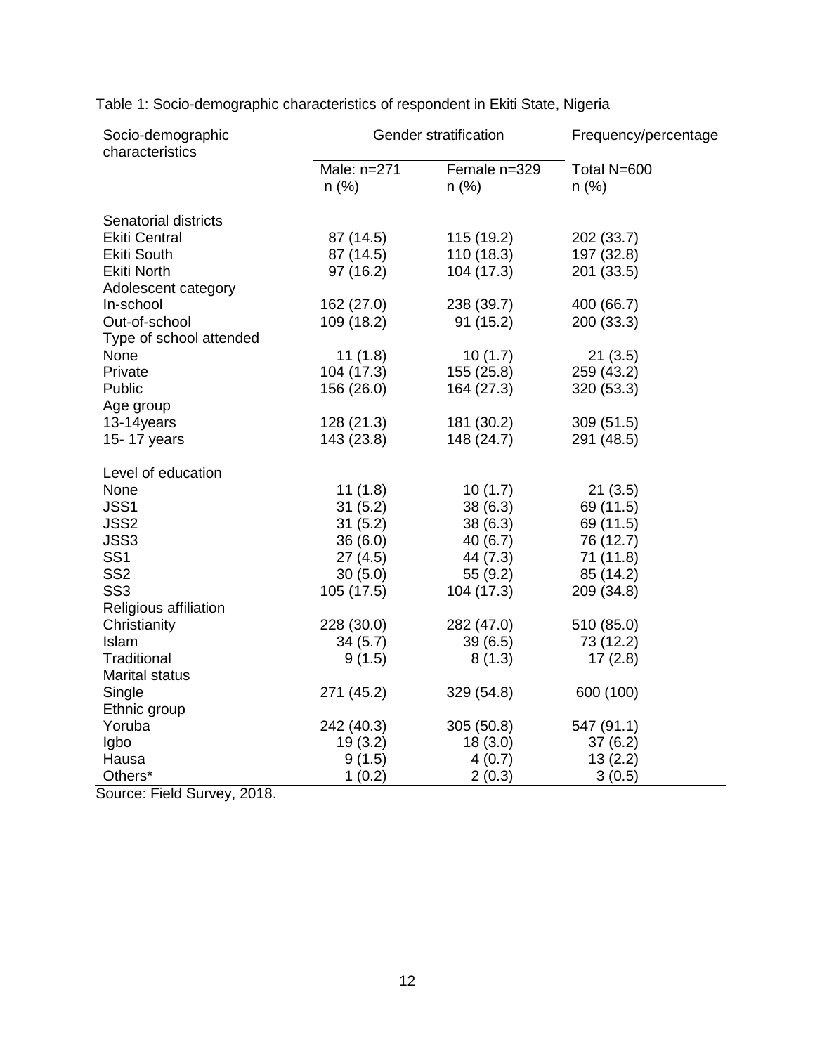Table 1: Socio-demographic characteristics of respondent in Ekiti State, Nigeria

| Socio-demographic characteristics | Gender stratification | | Frequency/percentage |
|---|---|---|---|
| | Male: n=271<br>n (%) | Female n=329<br>n (%) | Total N=600<br>n (%) |
| Senatorial districts | | | |
| Ekiti Central | 87 (14.5) | 115 (19.2) | 202 (33.7) |
| Ekiti South | 87 (14.5) | 110 (18.3) | 197 (32.8) |
| Ekiti North | 97 (16.2) | 104 (17.3) | 201 (33.5) |
| Adolescent category | | | |
| In-school | 162 (27.0) | 238 (39.7) | 400 (66.7) |
| Out-of-school | 109 (18.2) | 91 (15.2) | 200 (33.3) |
| Type of school attended | | | |
| None | 11 (1.8) | 10 (1.7) | 21 (3.5) |
| Private | 104 (17.3) | 155 (25.8) | 259 (43.2) |
| Public | 156 (26.0) | 164 (27.3) | 320 (53.3) |
| Age group | | | |
| 13-14years | 128 (21.3) | 181 (30.2) | 309 (51.5) |
| 15- 17 years | 143 (23.8) | 148 (24.7) | 291 (48.5) |
| Level of education | | | |
| None | 11 (1.8) | 10 (1.7) | 21 (3.5) |
| JSS1 | 31 (5.2) | 38 (6.3) | 69 (11.5) |
| JSS2 | 31 (5.2) | 38 (6.3) | 69 (11.5) |
| JSS3 | 36 (6.0) | 40 (6.7) | 76 (12.7) |
| SS1 | 27 (4.5) | 44 (7.3) | 71 (11.8) |
| SS2 | 30 (5.0) | 55 (9.2) | 85 (14.2) |
| SS3 | 105 (17.5) | 104 (17.3) | 209 (34.8) |
| Religious affiliation | | | |
| Christianity | 228 (30.0) | 282 (47.0) | 510 (85.0) |
| Islam | 34 (5.7) | 39 (6.5) | 73 (12.2) |
| Traditional | 9 (1.5) | 8 (1.3) | 17 (2.8) |
| Marital status | | | |
| Single | 271 (45.2) | 329 (54.8) | 600 (100) |
| Ethnic group | | | |
| Yoruba | 242 (40.3) | 305 (50.8) | 547 (91.1) |
| Igbo | 19 (3.2) | 18 (3.0) | 37 (6.2) |
| Hausa | 9 (1.5) | 4 (0.7) | 13 (2.2) |
| Others* | 1 (0.2) | 2 (0.3) | 3 (0.5) |

Source: Field Survey, 2018.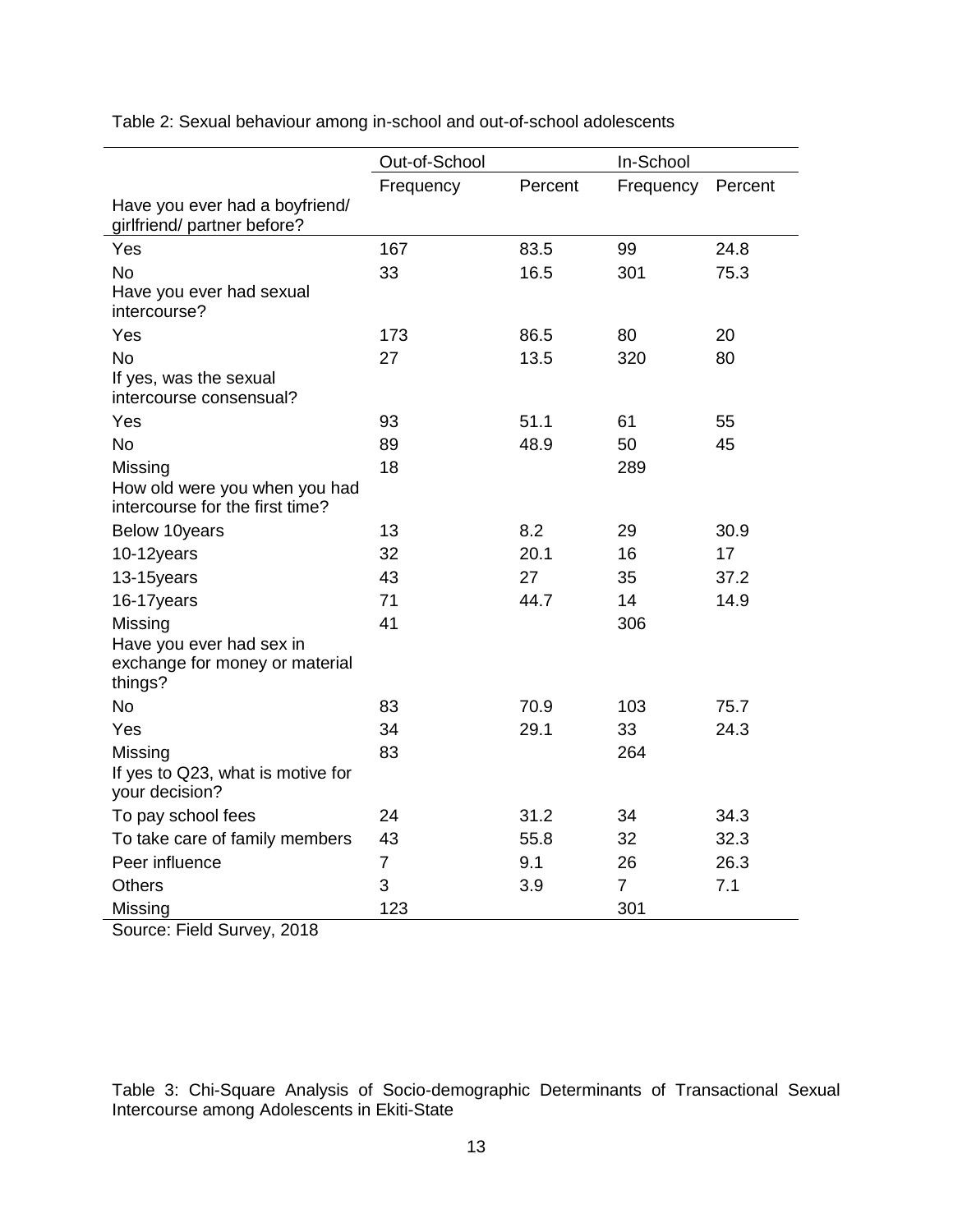Table 2: Sexual behaviour among in-school and out-of-school adolescents

| | Out-of-School | | In-School | |
|---|---|---|---|---|
| | Frequency | Percent | Frequency | Percent |
| **Have you ever had a boyfriend/ girlfriend/ partner before?** | | | | |
| Yes | 167 | 83.5 | 99 | 24.8 |
| No | 33 | 16.5 | 301 | 75.3 |
| **Have you ever had sexual intercourse?** | | | | |
| Yes | 173 | 86.5 | 80 | 20 |
| No | 27 | 13.5 | 320 | 80 |
| **If yes, was the sexual intercourse consensual?** | | | | |
| Yes | 93 | 51.1 | 61 | 55 |
| No | 89 | 48.9 | 50 | 45 |
| Missing | 18 | | 289 | |
| **How old were you when you had intercourse for the first time?** | | | | |
| Below 10years | 13 | 8.2 | 29 | 30.9 |
| 10-12years | 32 | 20.1 | 16 | 17 |
| 13-15years | 43 | 27 | 35 | 37.2 |
| 16-17years | 71 | 44.7 | 14 | 14.9 |
| Missing | 41 | | 306 | |
| **Have you ever had sex in exchange for money or material things?** | | | | |
| No | 83 | 70.9 | 103 | 75.7 |
| Yes | 34 | 29.1 | 33 | 24.3 |
| Missing | 83 | | 264 | |
| **If yes to Q23, what is motive for your decision?** | | | | |
| To pay school fees | 24 | 31.2 | 34 | 34.3 |
| To take care of family members | 43 | 55.8 | 32 | 32.3 |
| Peer influence | 7 | 9.1 | 26 | 26.3 |
| Others | 3 | 3.9 | 7 | 7.1 |
| Missing | 123 | | 301 | |

Source: Field Survey, 2018

Table 3: Chi-Square Analysis of Socio-demographic Determinants of Transactional Sexual Intercourse among Adolescents in Ekiti-State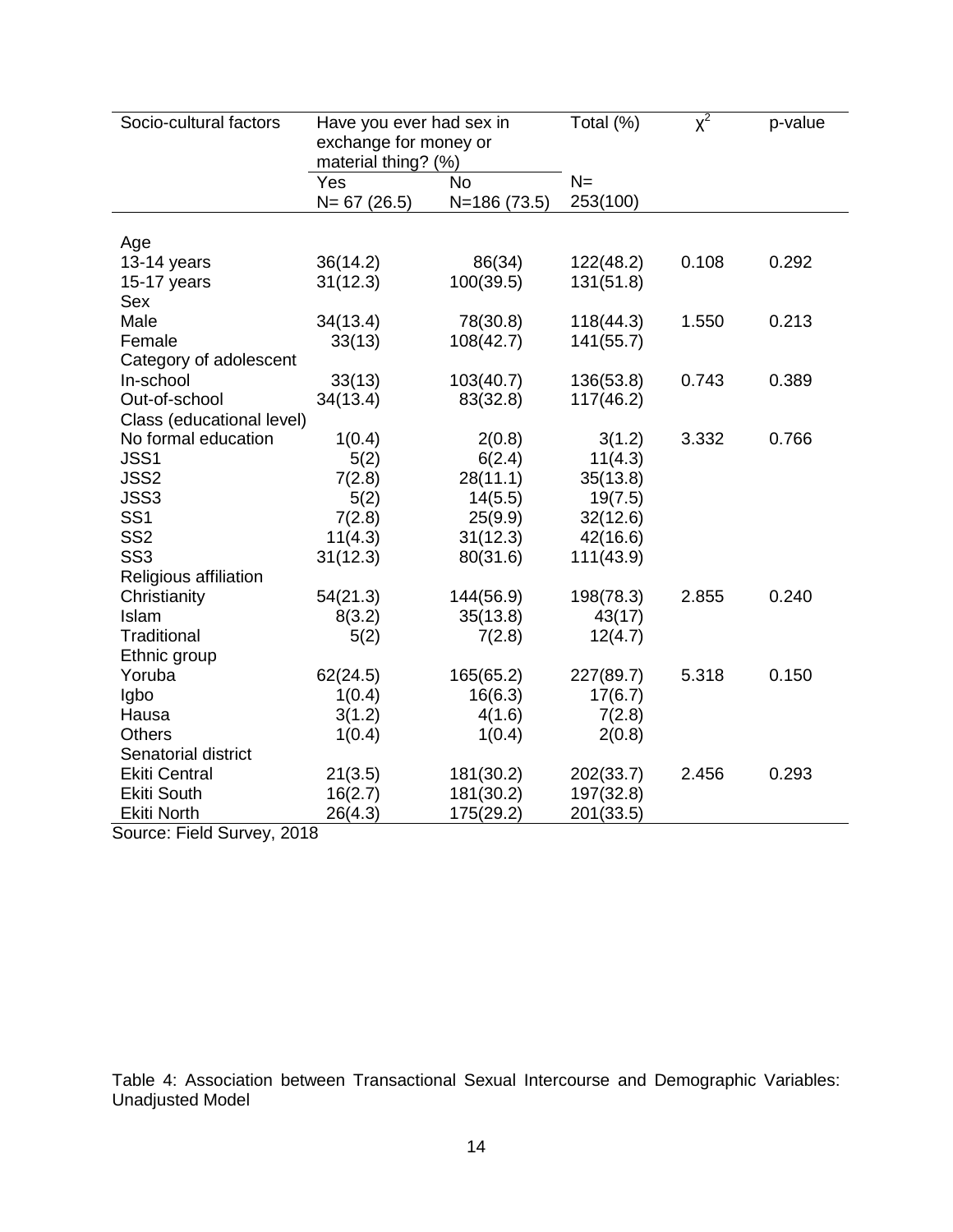| Socio-cultural factors | Have you ever had sex in exchange for money or material thing? (%) | | Total (%) | $\chi^2$ | p-value |
|---|---|---|---|---|---|
| | Yes<br>N= 67 (26.5) | No<br>N=186 (73.5) | N=<br>253(100) | | |
| Age | | | | | |
| 13-14 years | 36(14.2) | 86(34) | 122(48.2) | 0.108 | 0.292 |
| 15-17 years | 31(12.3) | 100(39.5) | 131(51.8) | | |
| Sex | | | | | |
| Male | 34(13.4) | 78(30.8) | 118(44.3) | 1.550 | 0.213 |
| Female | 33(13) | 108(42.7) | 141(55.7) | | |
| Category of adolescent | | | | | |
| In-school | 33(13) | 103(40.7) | 136(53.8) | 0.743 | 0.389 |
| Out-of-school | 34(13.4) | 83(32.8) | 117(46.2) | | |
| Class (educational level) | | | | | |
| No formal education | 1(0.4) | 2(0.8) | 3(1.2) | 3.332 | 0.766 |
| JSS1 | 5(2) | 6(2.4) | 11(4.3) | | |
| JSS2 | 7(2.8) | 28(11.1) | 35(13.8) | | |
| JSS3 | 5(2) | 14(5.5) | 19(7.5) | | |
| SS1 | 7(2.8) | 25(9.9) | 32(12.6) | | |
| SS2 | 11(4.3) | 31(12.3) | 42(16.6) | | |
| SS3 | 31(12.3) | 80(31.6) | 111(43.9) | | |
| Religious affiliation | | | | | |
| Christianity | 54(21.3) | 144(56.9) | 198(78.3) | 2.855 | 0.240 |
| Islam | 8(3.2) | 35(13.8) | 43(17) | | |
| Traditional | 5(2) | 7(2.8) | 12(4.7) | | |
| Ethnic group | | | | | |
| Yoruba | 62(24.5) | 165(65.2) | 227(89.7) | 5.318 | 0.150 |
| Igbo | 1(0.4) | 16(6.3) | 17(6.7) | | |
| Hausa | 3(1.2) | 4(1.6) | 7(2.8) | | |
| Others | 1(0.4) | 1(0.4) | 2(0.8) | | |
| Senatorial district | | | | | |
| Ekiti Central | 21(3.5) | 181(30.2) | 202(33.7) | 2.456 | 0.293 |
| Ekiti South | 16(2.7) | 181(30.2) | 197(32.8) | | |
| Ekiti North | 26(4.3) | 175(29.2) | 201(33.5) | | |

Source: Field Survey, 2018

Table 4: Association between Transactional Sexual Intercourse and Demographic Variables: Unadjusted Model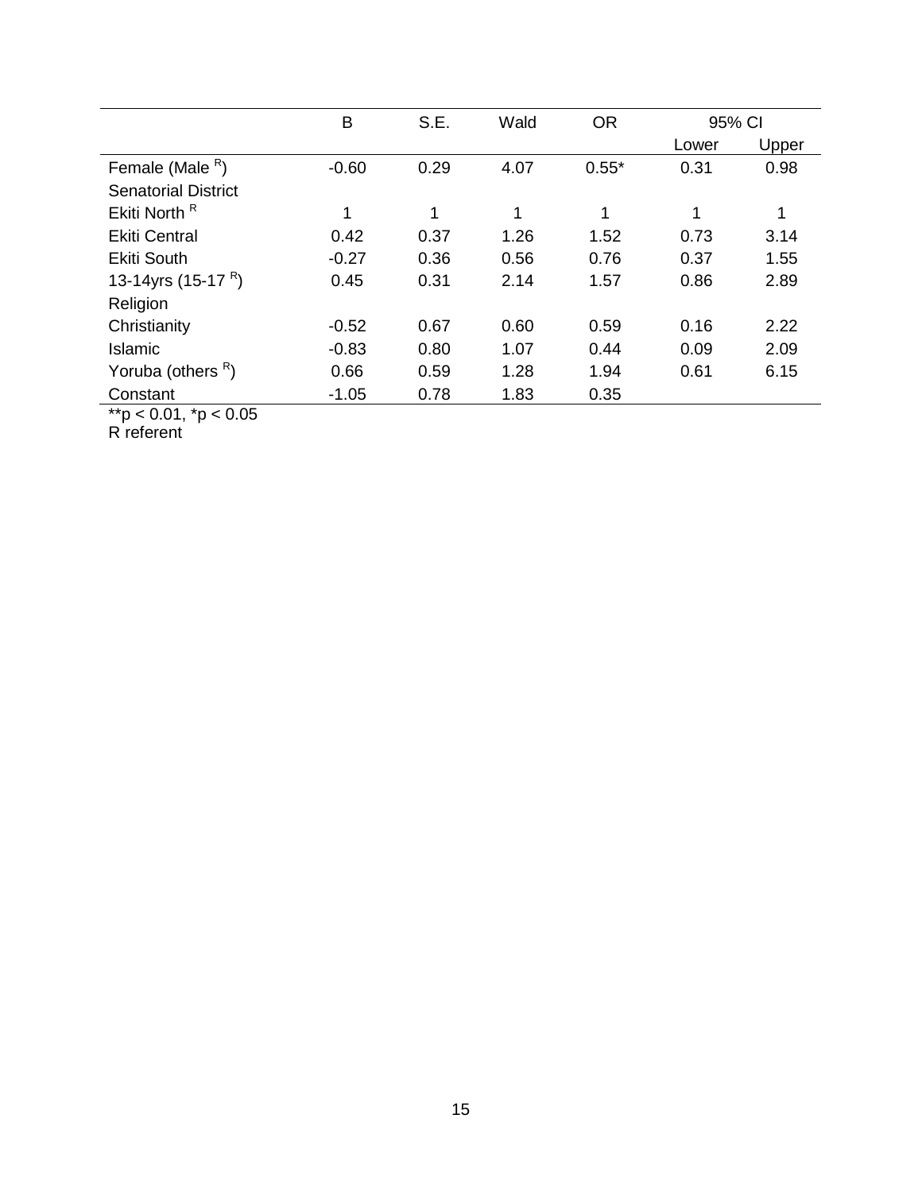| | B | S.E. | Wald | OR | 95% CI | |
|---|---|---|---|---|---|---|
| | | | | | Lower | Upper |
| Female (Male [R]) | -0.60 | 0.29 | 4.07 | 0.55* | 0.31 | 0.98 |
| Senatorial District | | | | | | |
| Ekiti North [R] | 1 | 1 | 1 | 1 | 1 | 1 |
| Ekiti Central | 0.42 | 0.37 | 1.26 | 1.52 | 0.73 | 3.14 |
| Ekiti South | -0.27 | 0.36 | 0.56 | 0.76 | 0.37 | 1.55 |
| 13-14yrs (15-17 [R]) | 0.45 | 0.31 | 2.14 | 1.57 | 0.86 | 2.89 |
| Religion | | | | | | |
| Christianity | -0.52 | 0.67 | 0.60 | 0.59 | 0.16 | 2.22 |
| Islamic | -0.83 | 0.80 | 1.07 | 0.44 | 0.09 | 2.09 |
| Yoruba (others [R]) | 0.66 | 0.59 | 1.28 | 1.94 | 0.61 | 6.15 |
| Constant | -1.05 | 0.78 | 1.83 | 0.35 | | |

**$p < 0.01$, *$p < 0.05$

R referent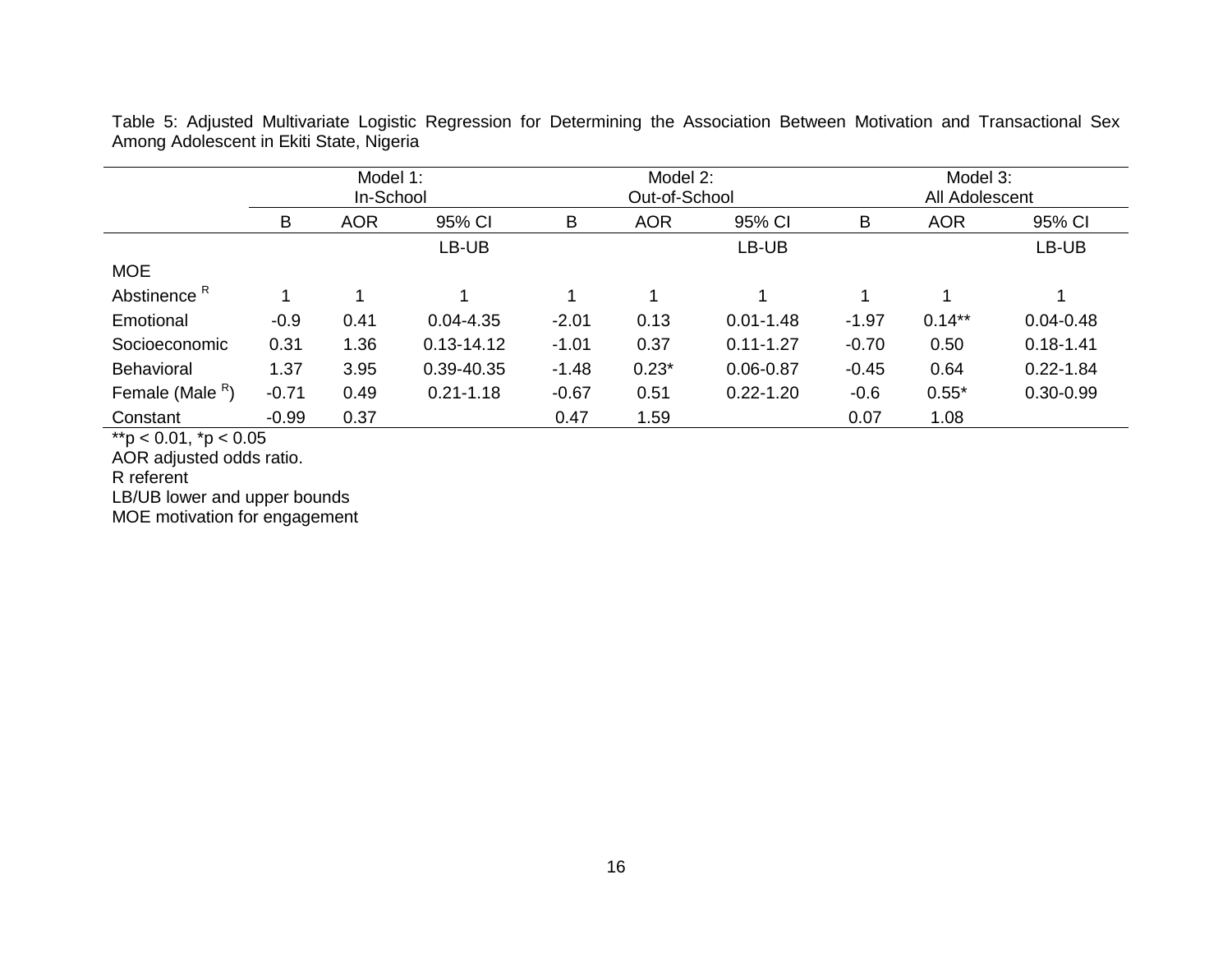Table 5: Adjusted Multivariate Logistic Regression for Determining the Association Between Motivation and Transactional Sex Among Adolescent in Ekiti State, Nigeria

| | Model 1: In-School | | | Model 2: Out-of-School | | | Model 3: All Adolescent | | |
|---|---|---|---|---|---|---|---|---|---|
| | B | AOR | 95% CI | B | AOR | 95% CI | B | AOR | 95% CI |
| | | | LB-UB | | | LB-UB | | | LB-UB |
| MOE | | | | | | | | | |
| Abstinence [R] | 1 | 1 | 1 | 1 | 1 | 1 | 1 | 1 | 1 |
| Emotional | -0.9 | 0.41 | 0.04-4.35 | -2.01 | 0.13 | 0.01-1.48 | -1.97 | 0.14** | 0.04-0.48 |
| Socioeconomic | 0.31 | 1.36 | 0.13-14.12 | -1.01 | 0.37 | 0.11-1.27 | -0.70 | 0.50 | 0.18-1.41 |
| Behavioral | 1.37 | 3.95 | 0.39-40.35 | -1.48 | 0.23* | 0.06-0.87 | -0.45 | 0.64 | 0.22-1.84 |
| Female (Male [R]) | -0.71 | 0.49 | 0.21-1.18 | -0.67 | 0.51 | 0.22-1.20 | -0.6 | 0.55* | 0.30-0.99 |
| Constant | -0.99 | 0.37 | | 0.47 | 1.59 | | 0.07 | 1.08 | |

**$p < 0.01$, *$p < 0.05$

AOR adjusted odds ratio.

R referent

LB/UB lower and upper bounds

MOE motivation for engagement